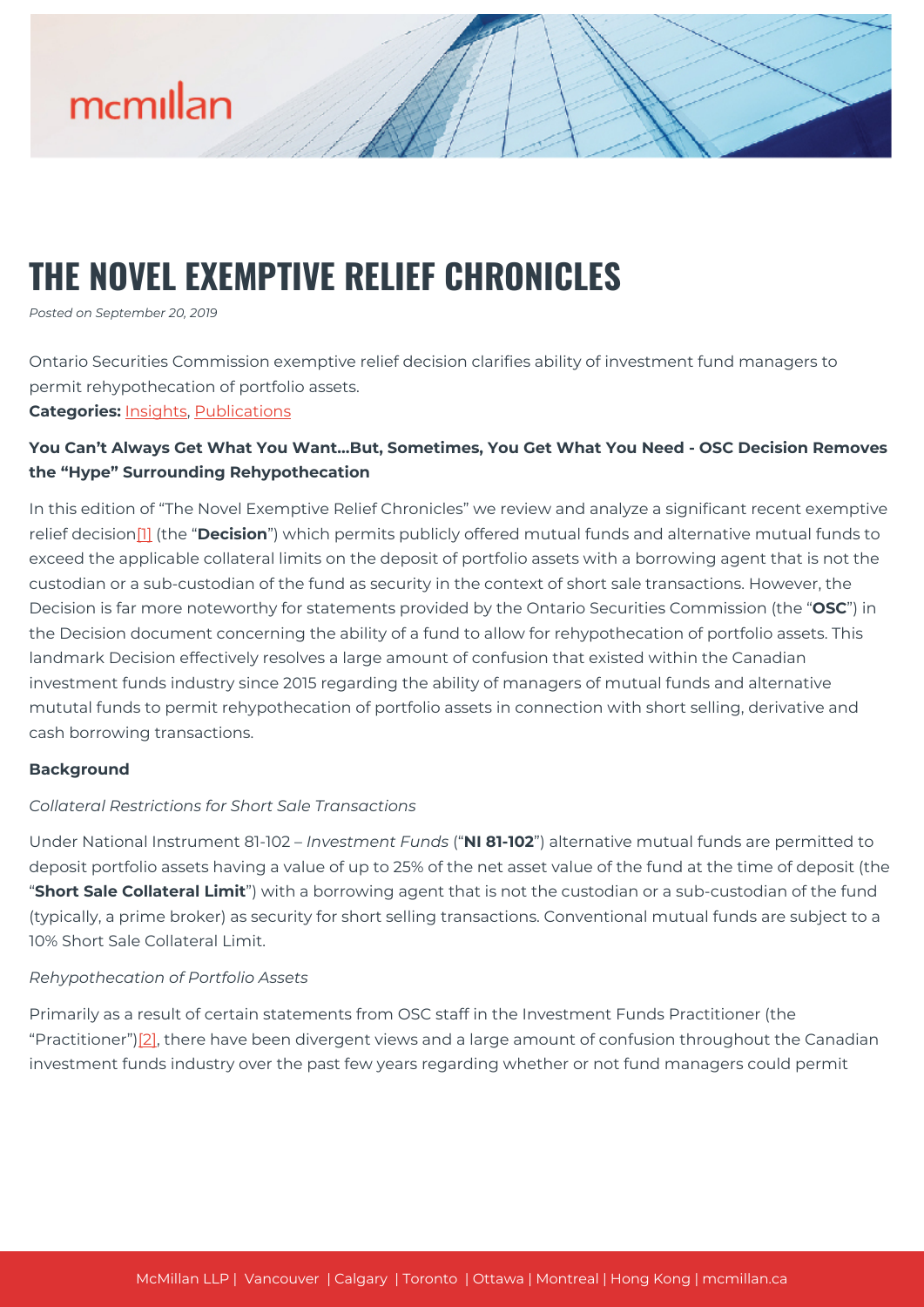# THE NOVEL EXEMPTIVE RELIEF CHRONICLES

*Posted on September 20, 2019*

Ontario Securities Commission exemptive relief decision clarifies ability of investment fund managers to permit rehypothecation of portfolio assets.

**Categories:** Insights, Publications

**You Can't Always Get What You Want…But, Sometimes, You Get What You Need - OSC Decision Removes the "Hype" Surrounding Rehypothecation**

In this edition of "The Novel Exemptive Relief Chronicles" we review and analyze a significant recent exemptive relief decision[1] (the "**Decision**") which permits publicly offered mutual funds and alternative mutual funds to exceed the applicable collateral limits on the deposit of portfolio assets with a borrowing agent that is not the custodian or a sub-custodian of the fund as security in the context of short sale transactions. However, the Decision is far more noteworthy for statements provided by the Ontario Securities Commission (the "**OSC**") in the Decision document concerning the ability of a fund to allow for rehypothecation of portfolio assets. This landmark Decision effectively resolves a large amount of confusion that existed within the Canadian investment funds industry since 2015 regarding the ability of managers of mutual funds and alternative mututal funds to permit rehypothecation of portfolio assets in connection with short selling, derivative and cash borrowing transactions.

**Background**

*Collateral Restrictions for Short Sale Transactions*

Under National Instrument 81-102 – *Investment Funds* ("**NI 81-102**") alternative mutual funds are permitted to deposit portfolio assets having a value of up to 25% of the net asset value of the fund at the time of deposit (the "**Short Sale Collateral Limit**") with a borrowing agent that is not the custodian or a sub-custodian of the fund (typically, a prime broker) as security for short selling transactions. Conventional mutual funds are subject to a 10% Short Sale Collateral Limit.

*Rehypothecation of Portfolio Assets*

Primarily as a result of certain statements from OSC staff in the Investment Funds Practitioner (the "Practitioner")[2], there have been divergent views and a large amount of confusion throughout the Canadian investment funds industry over the past few years regarding whether or not fund managers could permit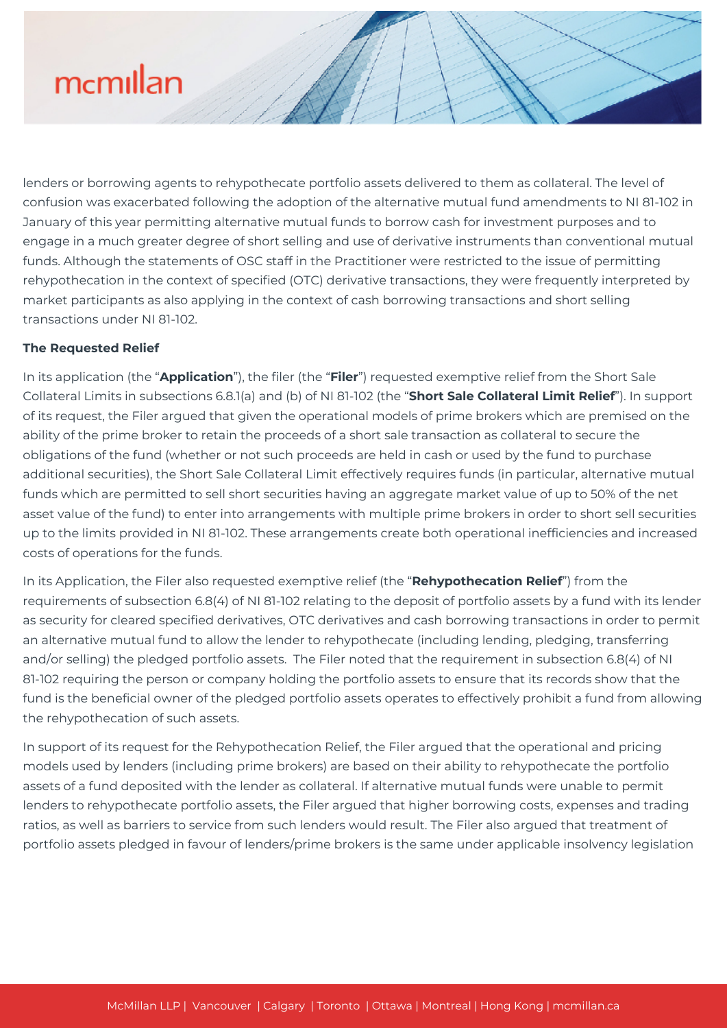lenders or borrowing agents to rehypothecate portfolio assets delivered to them as collateral. The level of confusion was exacerbated following the adoption of the alternative mutual fund amendments to NI 81-102 in January of this year permitting alternative mutual funds to borrow cash for investment purposes and to engage in a much greater degree of short selling and use of derivative instruments than conventional mutual funds. Although the statements of OSC staff in the Practitioner were restricted to the issue of permitting rehypothecation in the context of specified (OTC) derivative transactions, they were frequently interpreted by market participants as also applying in the context of cash borrowing transactions and short selling transactions under NI 81-102.

**The Requested Relief**

In its application (the "**Application**"), the filer (the "**Filer**") requested exemptive relief from the Short Sale Collateral Limits in subsections 6.8.1(a) and (b) of NI 81-102 (the "**Short Sale Collateral Limit Relief**"). In support of its request, the Filer argued that given the operational models of prime brokers which are premised on the ability of the prime broker to retain the proceeds of a short sale transaction as collateral to secure the obligations of the fund (whether or not such proceeds are held in cash or used by the fund to purchase additional securities), the Short Sale Collateral Limit effectively requires funds (in particular, alternative mutual funds which are permitted to sell short securities having an aggregate market value of up to 50% of the net asset value of the fund) to enter into arrangements with multiple prime brokers in order to short sell securities up to the limits provided in NI 81-102. These arrangements create both operational inefficiencies and increased costs of operations for the funds.

In its Application, the Filer also requested exemptive relief (the "**Rehypothecation Relief**") from the requirements of subsection 6.8(4) of NI 81-102 relating to the deposit of portfolio assets by a fund with its lender as security for cleared specified derivatives, OTC derivatives and cash borrowing transactions in order to permit an alternative mutual fund to allow the lender to rehypothecate (including lending, pledging, transferring and/or selling) the pledged portfolio assets. The Filer noted that the requirement in subsection 6.8(4) of NI 81-102 requiring the person or company holding the portfolio assets to ensure that its records show that the fund is the beneficial owner of the pledged portfolio assets operates to effectively prohibit a fund from allowing the rehypothecation of such assets.

In support of its request for the Rehypothecation Relief, the Filer argued that the operational and pricing models used by lenders (including prime brokers) are based on their ability to rehypothecate the portfolio assets of a fund deposited with the lender as collateral. If alternative mutual funds were unable to permit lenders to rehypothecate portfolio assets, the Filer argued that higher borrowing costs, expenses and trading ratios, as well as barriers to service from such lenders would result. The Filer also argued that treatment of portfolio assets pledged in favour of lenders/prime brokers is the same under applicable insolvency legislation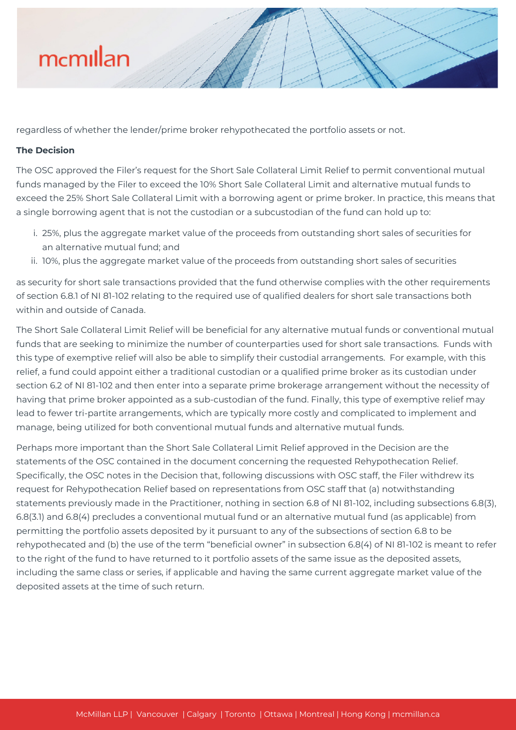regardless of whether the lender/prime broker rehypothecated the portfolio assets or not.

**The Decision**

The OSC approved the Filer's request for the Short Sale Collateral Limit Relief to permit conventional mutual funds managed by the Filer to exceed the 10% Short Sale Collateral Limit and alternative mutual funds to exceed the 25% Short Sale Collateral Limit with a borrowing agent or prime broker. In practice, this means that a single borrowing agent that is not the custodian or a subcustodian of the fund can hold up to:

i. 25%, plus the aggregate market value of the proceeds from outstanding short sales of securities for an alternative mutual fund; and
ii. 10%, plus the aggregate market value of the proceeds from outstanding short sales of securities

as security for short sale transactions provided that the fund otherwise complies with the other requirements of section 6.8.1 of NI 81-102 relating to the required use of qualified dealers for short sale transactions both within and outside of Canada.

The Short Sale Collateral Limit Relief will be beneficial for any alternative mutual funds or conventional mutual funds that are seeking to minimize the number of counterparties used for short sale transactions. Funds with this type of exemptive relief will also be able to simplify their custodial arrangements. For example, with this relief, a fund could appoint either a traditional custodian or a qualified prime broker as its custodian under section 6.2 of NI 81-102 and then enter into a separate prime brokerage arrangement without the necessity of having that prime broker appointed as a sub-custodian of the fund. Finally, this type of exemptive relief may lead to fewer tri-partite arrangements, which are typically more costly and complicated to implement and manage, being utilized for both conventional mutual funds and alternative mutual funds.

Perhaps more important than the Short Sale Collateral Limit Relief approved in the Decision are the statements of the OSC contained in the document concerning the requested Rehypothecation Relief. Specifically, the OSC notes in the Decision that, following discussions with OSC staff, the Filer withdrew its request for Rehypothecation Relief based on representations from OSC staff that (a) notwithstanding statements previously made in the Practitioner, nothing in section 6.8 of NI 81-102, including subsections 6.8(3), 6.8(3.1) and 6.8(4) precludes a conventional mutual fund or an alternative mutual fund (as applicable) from permitting the portfolio assets deposited by it pursuant to any of the subsections of section 6.8 to be rehypothecated and (b) the use of the term "beneficial owner" in subsection 6.8(4) of NI 81-102 is meant to refer to the right of the fund to have returned to it portfolio assets of the same issue as the deposited assets, including the same class or series, if applicable and having the same current aggregate market value of the deposited assets at the time of such return.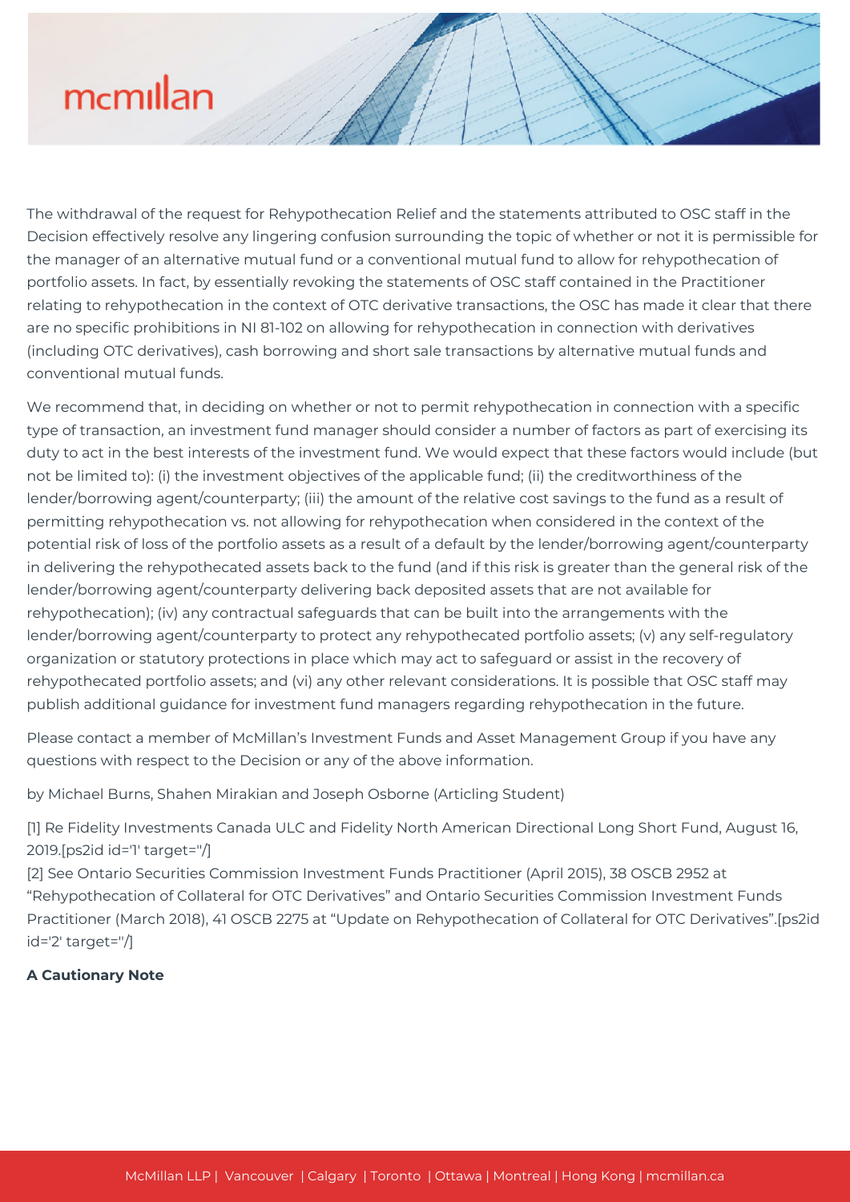The withdrawal of the request for Rehypothecation Relief and the statements attributed to OSC staff in the Decision effectively resolve any lingering confusion surrounding the topic of whether or not it is permissible for the manager of an alternative mutual fund or a conventional mutual fund to allow for rehypothecation of portfolio assets. In fact, by essentially revoking the statements of OSC staff contained in the Practitioner relating to rehypothecation in the context of OTC derivative transactions, the OSC has made it clear that there are no specific prohibitions in NI 81-102 on allowing for rehypothecation in connection with derivatives (including OTC derivatives), cash borrowing and short sale transactions by alternative mutual funds and conventional mutual funds.

We recommend that, in deciding on whether or not to permit rehypothecation in connection with a specific type of transaction, an investment fund manager should consider a number of factors as part of exercising its duty to act in the best interests of the investment fund. We would expect that these factors would include (but not be limited to): (i) the investment objectives of the applicable fund; (ii) the creditworthiness of the lender/borrowing agent/counterparty; (iii) the amount of the relative cost savings to the fund as a result of permitting rehypothecation vs. not allowing for rehypothecation when considered in the context of the potential risk of loss of the portfolio assets as a result of a default by the lender/borrowing agent/counterparty in delivering the rehypothecated assets back to the fund (and if this risk is greater than the general risk of the lender/borrowing agent/counterparty delivering back deposited assets that are not available for rehypothecation); (iv) any contractual safeguards that can be built into the arrangements with the lender/borrowing agent/counterparty to protect any rehypothecated portfolio assets; (v) any self-regulatory organization or statutory protections in place which may act to safeguard or assist in the recovery of rehypothecated portfolio assets; and (vi) any other relevant considerations. It is possible that OSC staff may publish additional guidance for investment fund managers regarding rehypothecation in the future.

Please contact a member of McMillan's Investment Funds and Asset Management Group if you have any questions with respect to the Decision or any of the above information.

by Michael Burns, Shahen Mirakian and Joseph Osborne (Articling Student)

[1] Re Fidelity Investments Canada ULC and Fidelity North American Directional Long Short Fund, August 16, 2019.[ps2id id='1' target=''/]

[2] See Ontario Securities Commission Investment Funds Practitioner (April 2015), 38 OSCB 2952 at "Rehypothecation of Collateral for OTC Derivatives" and Ontario Securities Commission Investment Funds Practitioner (March 2018), 41 OSCB 2275 at "Update on Rehypothecation of Collateral for OTC Derivatives".[ps2id id='2' target=''/]

**A Cautionary Note**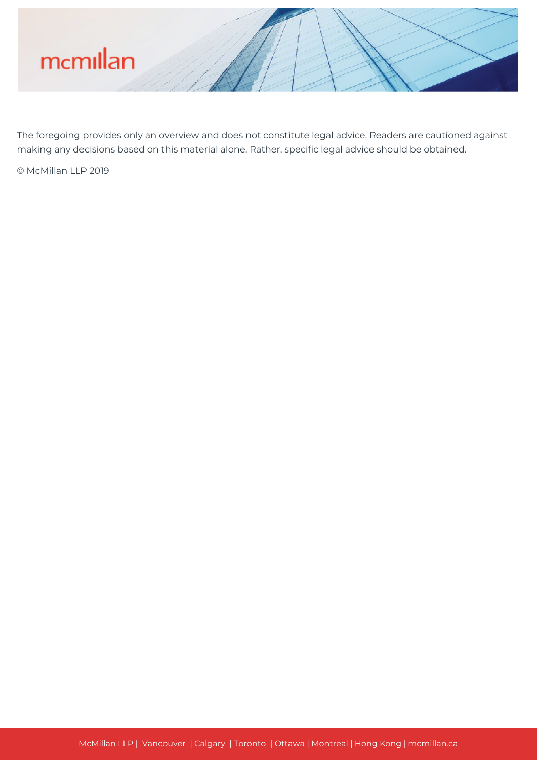The foregoing provides only an overview and does not constitute legal advice. Readers are cautioned against making any decisions based on this material alone. Rather, specific legal advice should be obtained.

© McMillan LLP 2019